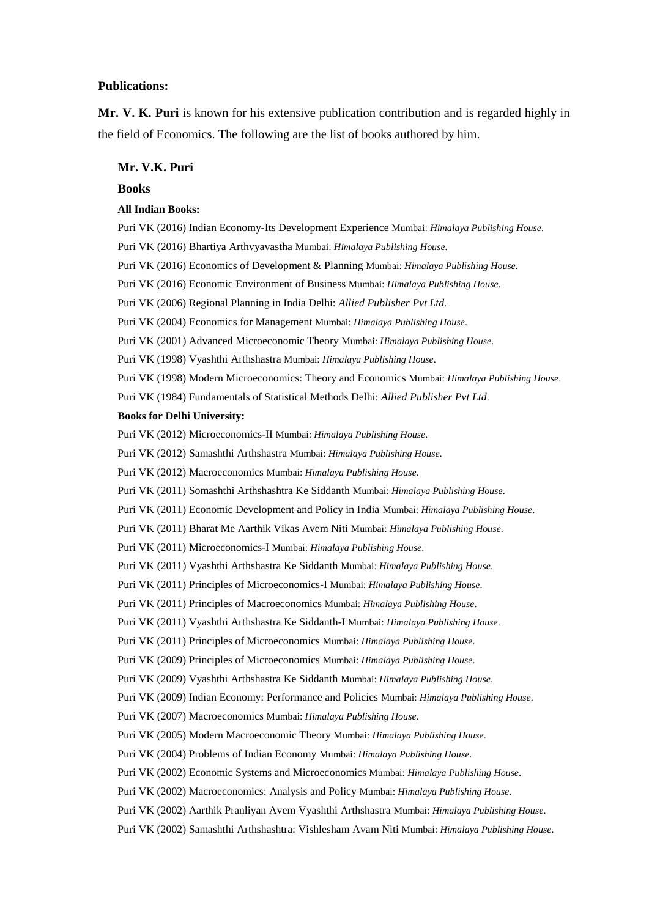**Publications:**

**Mr. V. K. Puri** is known for his extensive publication contribution and is regarded highly in the field of Economics. The following are the list of books authored by him.

**Mr. V.K. Puri**

**Books**

**All Indian Books:**

Puri VK (2016) Indian Economy-Its Development Experience Mumbai: *Himalaya Publishing House*.

Puri VK (2016) Bhartiya Arthvyavastha Mumbai: *Himalaya Publishing House*.

Puri VK (2016) Economics of Development & Planning Mumbai: *Himalaya Publishing House*.

Puri VK (2016) Economic Environment of Business Mumbai: *Himalaya Publishing House*.

Puri VK (2006) Regional Planning in India Delhi: *Allied Publisher Pvt Ltd*.

Puri VK (2004) Economics for Management Mumbai: *Himalaya Publishing House*.

Puri VK (2001) Advanced Microeconomic Theory Mumbai: *Himalaya Publishing House*.

Puri VK (1998) Vyashthi Arthshastra Mumbai: *Himalaya Publishing House*.

Puri VK (1998) Modern Microeconomics: Theory and Economics Mumbai: *Himalaya Publishing House*.

Puri VK (1984) Fundamentals of Statistical Methods Delhi: *Allied Publisher Pvt Ltd*.

**Books for Delhi University:**

Puri VK (2012) Microeconomics-II Mumbai: *Himalaya Publishing House*.

Puri VK (2012) Samashthi Arthshastra Mumbai: *Himalaya Publishing House*.

Puri VK (2012) Macroeconomics Mumbai: *Himalaya Publishing House*.

Puri VK (2011) Somashthi Arthshashtra Ke Siddanth Mumbai: *Himalaya Publishing House*.

Puri VK (2011) Economic Development and Policy in India Mumbai: *Himalaya Publishing House*.

Puri VK (2011) Bharat Me Aarthik Vikas Avem Niti Mumbai: *Himalaya Publishing House*.

Puri VK (2011) Microeconomics-I Mumbai: *Himalaya Publishing House*.

Puri VK (2011) Vyashthi Arthshastra Ke Siddanth Mumbai: *Himalaya Publishing House*.

Puri VK (2011) Principles of Microeconomics-I Mumbai: *Himalaya Publishing House*.

Puri VK (2011) Principles of Macroeconomics Mumbai: *Himalaya Publishing House*.

Puri VK (2011) Vyashthi Arthshastra Ke Siddanth-I Mumbai: *Himalaya Publishing House*.

Puri VK (2011) Principles of Microeconomics Mumbai: *Himalaya Publishing House*.

Puri VK (2009) Principles of Microeconomics Mumbai: *Himalaya Publishing House*.

Puri VK (2009) Vyashthi Arthshastra Ke Siddanth Mumbai: *Himalaya Publishing House*.

Puri VK (2009) Indian Economy: Performance and Policies Mumbai: *Himalaya Publishing House*.

Puri VK (2007) Macroeconomics Mumbai: *Himalaya Publishing House*.

Puri VK (2005) Modern Macroeconomic Theory Mumbai: *Himalaya Publishing House*.

Puri VK (2004) Problems of Indian Economy Mumbai: *Himalaya Publishing House*.

Puri VK (2002) Economic Systems and Microeconomics Mumbai: *Himalaya Publishing House*.

Puri VK (2002) Macroeconomics: Analysis and Policy Mumbai: *Himalaya Publishing House*.

Puri VK (2002) Aarthik Pranliyan Avem Vyashthi Arthshastra Mumbai: *Himalaya Publishing House*.

Puri VK (2002) Samashthi Arthshashtra: Vishlesham Avam Niti Mumbai: *Himalaya Publishing House*.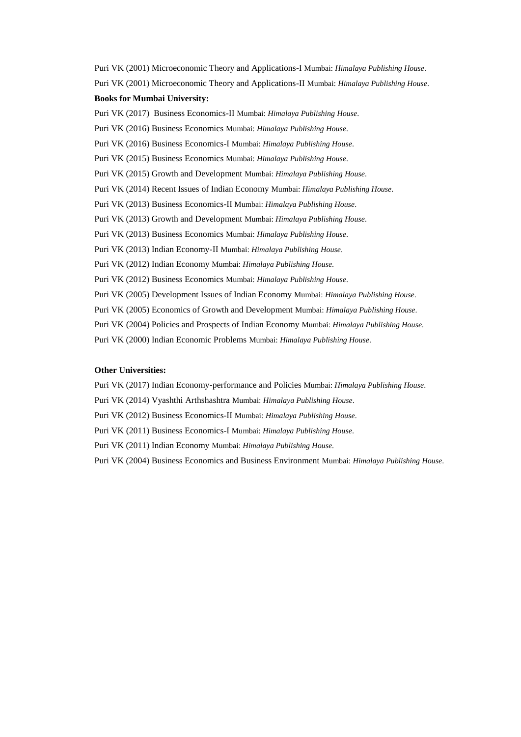Puri VK (2001) Microeconomic Theory and Applications-I Mumbai: *Himalaya Publishing House*.

Puri VK (2001) Microeconomic Theory and Applications-II Mumbai: *Himalaya Publishing House*.

**Books for Mumbai University:**

Puri VK (2017) Business Economics-II Mumbai: *Himalaya Publishing House*.

Puri VK (2016) Business Economics Mumbai: *Himalaya Publishing House*.

Puri VK (2016) Business Economics-I Mumbai: *Himalaya Publishing House*.

Puri VK (2015) Business Economics Mumbai: *Himalaya Publishing House*.

Puri VK (2015) Growth and Development Mumbai: *Himalaya Publishing House*.

Puri VK (2014) Recent Issues of Indian Economy Mumbai: *Himalaya Publishing House*.

Puri VK (2013) Business Economics-II Mumbai: *Himalaya Publishing House*.

Puri VK (2013) Growth and Development Mumbai: *Himalaya Publishing House*.

Puri VK (2013) Business Economics Mumbai: *Himalaya Publishing House*.

Puri VK (2013) Indian Economy-II Mumbai: *Himalaya Publishing House*.

Puri VK (2012) Indian Economy Mumbai: *Himalaya Publishing House*.

Puri VK (2012) Business Economics Mumbai: *Himalaya Publishing House*.

Puri VK (2005) Development Issues of Indian Economy Mumbai: *Himalaya Publishing House*.

Puri VK (2005) Economics of Growth and Development Mumbai: *Himalaya Publishing House*.

Puri VK (2004) Policies and Prospects of Indian Economy Mumbai: *Himalaya Publishing House*.

Puri VK (2000) Indian Economic Problems Mumbai: *Himalaya Publishing House*.

**Other Universities:**

Puri VK (2017) Indian Economy-performance and Policies Mumbai: *Himalaya Publishing House*.

Puri VK (2014) Vyashthi Arthshashtra Mumbai: *Himalaya Publishing House*.

Puri VK (2012) Business Economics-II Mumbai: *Himalaya Publishing House*.

Puri VK (2011) Business Economics-I Mumbai: *Himalaya Publishing House*.

Puri VK (2011) Indian Economy Mumbai: *Himalaya Publishing House*.

Puri VK (2004) Business Economics and Business Environment Mumbai: *Himalaya Publishing House*.